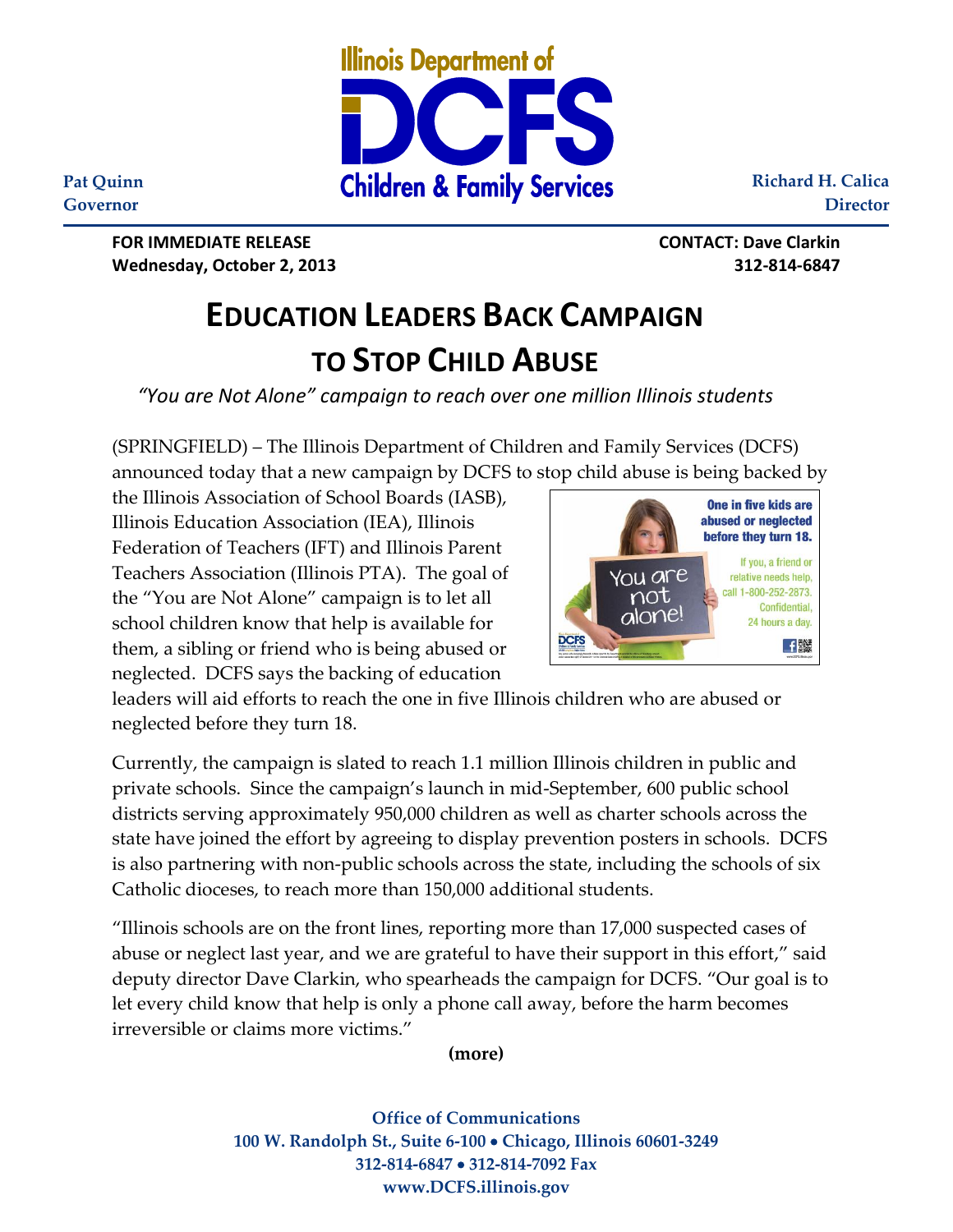**Illinois Department of DCFS Children & Family Services**

**Pat Quinn**
**Governor**

**Richard H. Calica**
**Director**

**FOR IMMEDIATE RELEASE**
**Wednesday, October 2, 2013**

**CONTACT: Dave Clarkin**
**312-814-6847**

# EDUCATION LEADERS BACK CAMPAIGN TO STOP CHILD ABUSE

*"You are Not Alone" campaign to reach over one million Illinois students*

(SPRINGFIELD) – The Illinois Department of Children and Family Services (DCFS) announced today that a new campaign by DCFS to stop child abuse is being backed by the Illinois Association of School Boards (IASB), Illinois Education Association (IEA), Illinois Federation of Teachers (IFT) and Illinois Parent Teachers Association (Illinois PTA). The goal of the "You are Not Alone" campaign is to let all school children know that help is available for them, a sibling or friend who is being abused or neglected. DCFS says the backing of education leaders will aid efforts to reach the one in five Illinois children who are abused or neglected before they turn 18.

Currently, the campaign is slated to reach 1.1 million Illinois children in public and private schools. Since the campaign's launch in mid-September, 600 public school districts serving approximately 950,000 children as well as charter schools across the state have joined the effort by agreeing to display prevention posters in schools. DCFS is also partnering with non-public schools across the state, including the schools of six Catholic dioceses, to reach more than 150,000 additional students.

"Illinois schools are on the front lines, reporting more than 17,000 suspected cases of abuse or neglect last year, and we are grateful to have their support in this effort," said deputy director Dave Clarkin, who spearheads the campaign for DCFS. "Our goal is to let every child know that help is only a phone call away, before the harm becomes irreversible or claims more victims."

**(more)**

**Office of Communications**
**100 W. Randolph St., Suite 6-100 • Chicago, Illinois 60601-3249**
**312-814-6847 • 312-814-7092 Fax**
**www.DCFS.illinois.gov**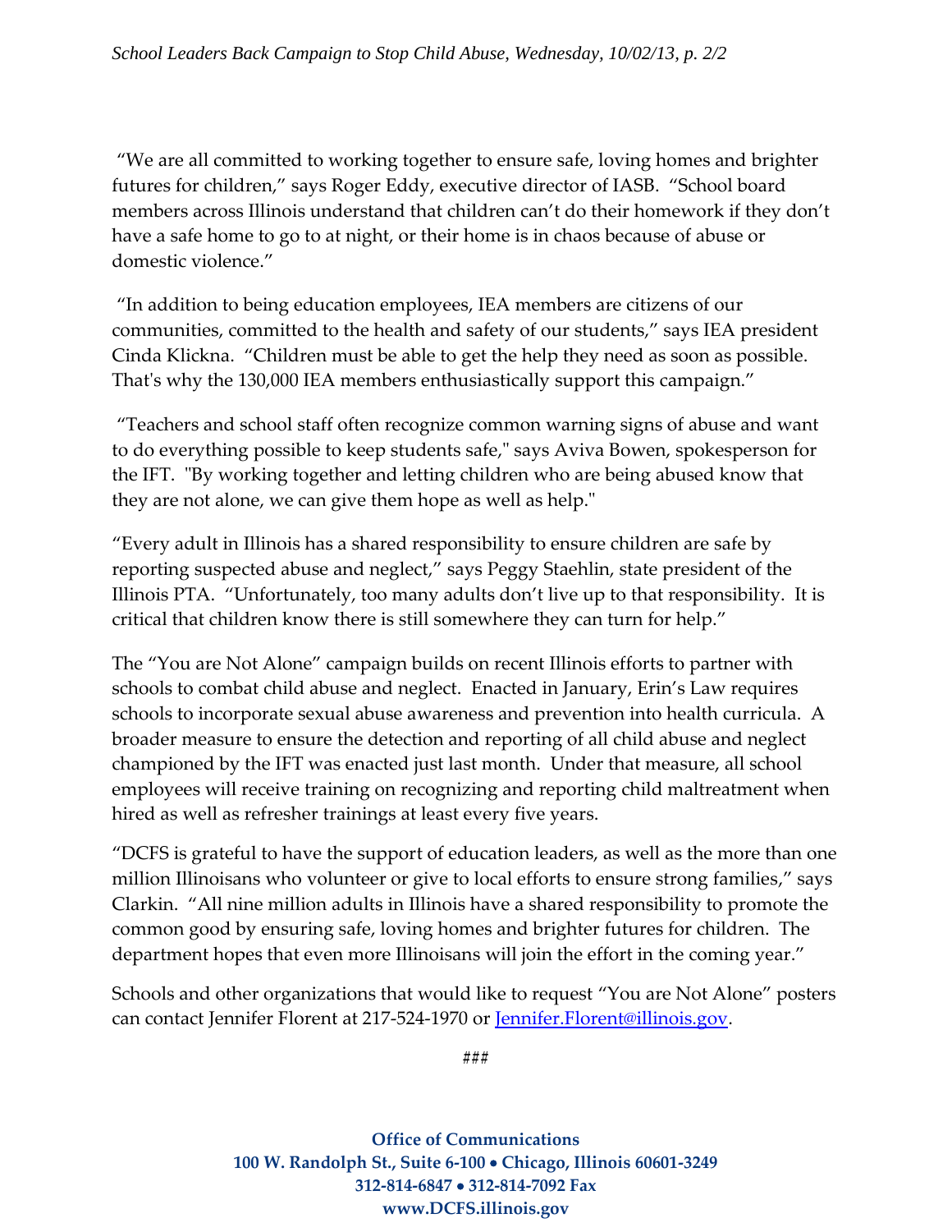"We are all committed to working together to ensure safe, loving homes and brighter futures for children," says Roger Eddy, executive director of IASB. "School board members across Illinois understand that children can't do their homework if they don't have a safe home to go to at night, or their home is in chaos because of abuse or domestic violence."

"In addition to being education employees, IEA members are citizens of our communities, committed to the health and safety of our students," says IEA president Cinda Klickna. "Children must be able to get the help they need as soon as possible. That's why the 130,000 IEA members enthusiastically support this campaign."

"Teachers and school staff often recognize common warning signs of abuse and want to do everything possible to keep students safe," says Aviva Bowen, spokesperson for the IFT. "By working together and letting children who are being abused know that they are not alone, we can give them hope as well as help."

"Every adult in Illinois has a shared responsibility to ensure children are safe by reporting suspected abuse and neglect," says Peggy Staehlin, state president of the Illinois PTA. "Unfortunately, too many adults don't live up to that responsibility. It is critical that children know there is still somewhere they can turn for help."

The "You are Not Alone" campaign builds on recent Illinois efforts to partner with schools to combat child abuse and neglect. Enacted in January, Erin's Law requires schools to incorporate sexual abuse awareness and prevention into health curricula. A broader measure to ensure the detection and reporting of all child abuse and neglect championed by the IFT was enacted just last month. Under that measure, all school employees will receive training on recognizing and reporting child maltreatment when hired as well as refresher trainings at least every five years.

"DCFS is grateful to have the support of education leaders, as well as the more than one million Illinoisans who volunteer or give to local efforts to ensure strong families," says Clarkin. "All nine million adults in Illinois have a shared responsibility to promote the common good by ensuring safe, loving homes and brighter futures for children. The department hopes that even more Illinoisans will join the effort in the coming year."

Schools and other organizations that would like to request "You are Not Alone" posters can contact Jennifer Florent at 217-524-1970 or Jennifer.Florent@illinois.gov.

###

**Office of Communications**
**100 W. Randolph St., Suite 6-100 • Chicago, Illinois 60601-3249**
**312-814-6847 • 312-814-7092 Fax**
**www.DCFS.illinois.gov**